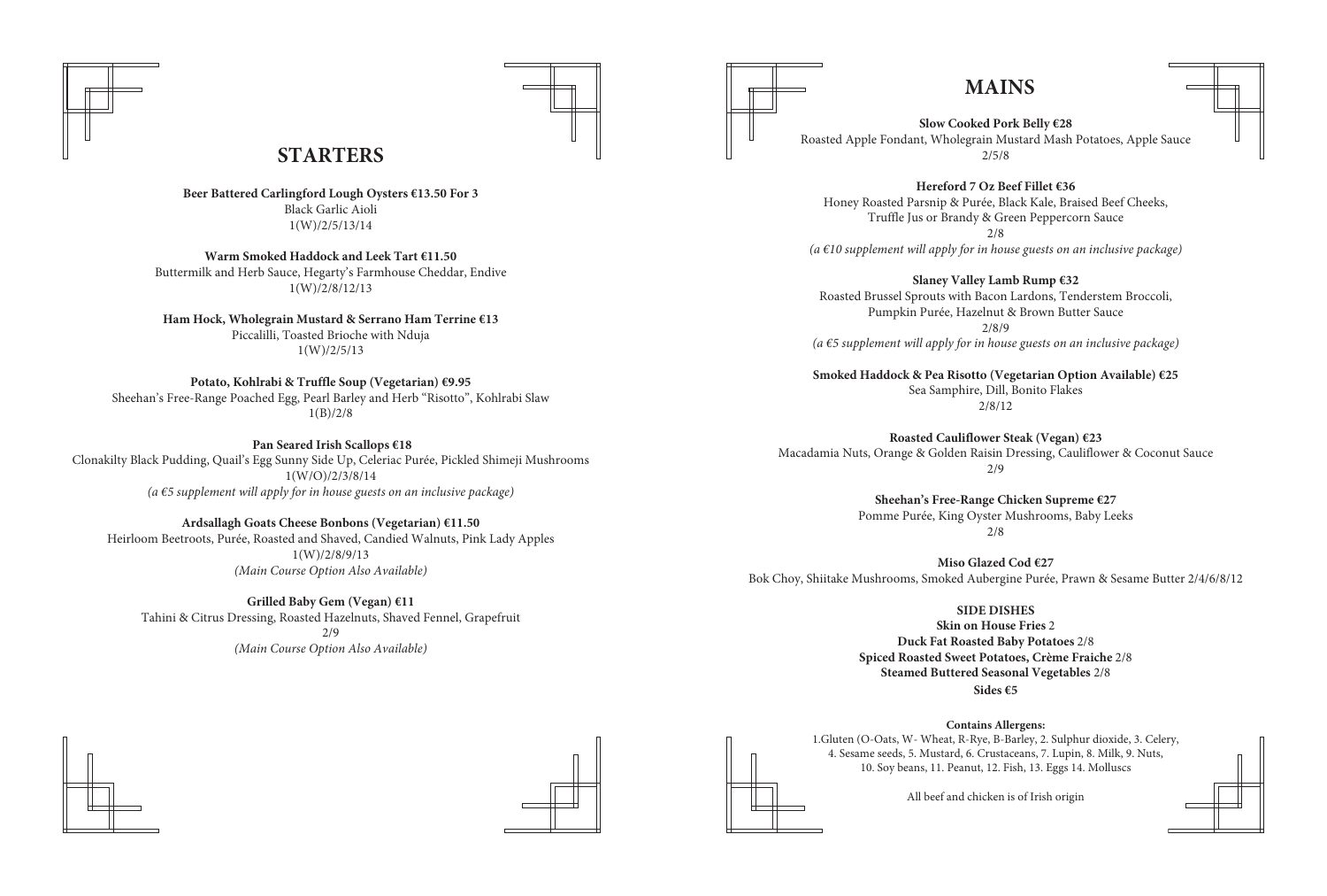## STARTERS

**Beer Battered Carlingford Lough Oysters €13.50 For 3**
Black Garlic Aioli
1(W)/2/5/13/14

**Warm Smoked Haddock and Leek Tart €11.50**
Buttermilk and Herb Sauce, Hegarty's Farmhouse Cheddar, Endive
1(W)/2/8/12/13

**Ham Hock, Wholegrain Mustard & Serrano Ham Terrine €13**
Piccalilli, Toasted Brioche with Nduja
1(W)/2/5/13

**Potato, Kohlrabi & Truffle Soup (Vegetarian) €9.95**
Sheehan's Free-Range Poached Egg, Pearl Barley and Herb "Risotto", Kohlrabi Slaw
1(B)/2/8

**Pan Seared Irish Scallops €18**
Clonakilty Black Pudding, Quail's Egg Sunny Side Up, Celeriac Purée, Pickled Shimeji Mushrooms
1(W/O)/2/3/8/14
*(a €5 supplement will apply for in house guests on an inclusive package)*

**Ardsallagh Goats Cheese Bonbons (Vegetarian) €11.50**
Heirloom Beetroots, Purée, Roasted and Shaved, Candied Walnuts, Pink Lady Apples
1(W)/2/8/9/13
*(Main Course Option Also Available)*

**Grilled Baby Gem (Vegan) €11**
Tahini & Citrus Dressing, Roasted Hazelnuts, Shaved Fennel, Grapefruit
2/9
*(Main Course Option Also Available)*

## MAINS

**Slow Cooked Pork Belly €28**
Roasted Apple Fondant, Wholegrain Mustard Mash Potatoes, Apple Sauce
2/5/8

**Hereford 7 Oz Beef Fillet €36**
Honey Roasted Parsnip & Purée, Black Kale, Braised Beef Cheeks,
Truffle Jus or Brandy & Green Peppercorn Sauce
2/8
*(a €10 supplement will apply for in house guests on an inclusive package)*

**Slaney Valley Lamb Rump €32**
Roasted Brussel Sprouts with Bacon Lardons, Tenderstem Broccoli,
Pumpkin Purée, Hazelnut & Brown Butter Sauce
2/8/9
*(a €5 supplement will apply for in house guests on an inclusive package)*

**Smoked Haddock & Pea Risotto (Vegetarian Option Available) €25**
Sea Samphire, Dill, Bonito Flakes
2/8/12

**Roasted Cauliflower Steak (Vegan) €23**
Macadamia Nuts, Orange & Golden Raisin Dressing, Cauliflower & Coconut Sauce
2/9

**Sheehan's Free-Range Chicken Supreme €27**
Pomme Purée, King Oyster Mushrooms, Baby Leeks
2/8

**Miso Glazed Cod €27**
Bok Choy, Shiitake Mushrooms, Smoked Aubergine Purée, Prawn & Sesame Butter 2/4/6/8/12

**SIDE DISHES**
**Skin on House Fries** 2
**Duck Fat Roasted Baby Potatoes** 2/8
**Spiced Roasted Sweet Potatoes, Crème Fraiche** 2/8
**Steamed Buttered Seasonal Vegetables** 2/8
**Sides €5**

**Contains Allergens:**
1.Gluten (O-Oats, W- Wheat, R-Rye, B-Barley, 2. Sulphur dioxide, 3. Celery,
4. Sesame seeds, 5. Mustard, 6. Crustaceans, 7. Lupin, 8. Milk, 9. Nuts,
10. Soy beans, 11. Peanut, 12. Fish, 13. Eggs 14. Molluscs

All beef and chicken is of Irish origin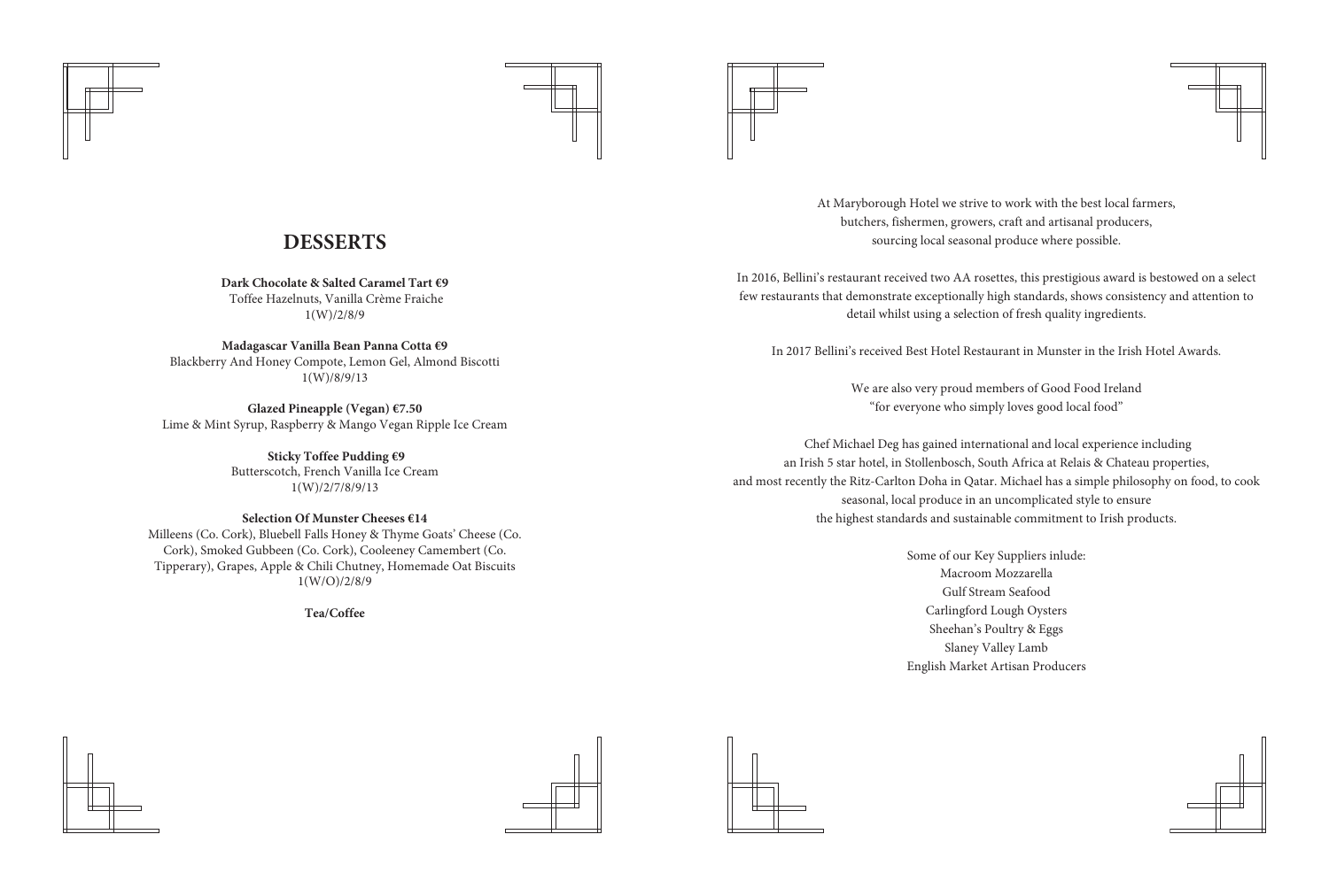## DESSERTS

**Dark Chocolate & Salted Caramel Tart €9**
Toffee Hazelnuts, Vanilla Crème Fraiche
1(W)/2/8/9

**Madagascar Vanilla Bean Panna Cotta €9**
Blackberry And Honey Compote, Lemon Gel, Almond Biscotti
1(W)/8/9/13

**Glazed Pineapple (Vegan) €7.50**
Lime & Mint Syrup, Raspberry & Mango Vegan Ripple Ice Cream

**Sticky Toffee Pudding €9**
Butterscotch, French Vanilla Ice Cream
1(W)/2/7/8/9/13

**Selection Of Munster Cheeses €14**
Milleens (Co. Cork), Bluebell Falls Honey & Thyme Goats' Cheese (Co. Cork), Smoked Gubbeen (Co. Cork), Cooleeney Camembert (Co. Tipperary), Grapes, Apple & Chili Chutney, Homemade Oat Biscuits
1(W/O)/2/8/9

**Tea/Coffee**

At Maryborough Hotel we strive to work with the best local farmers, butchers, fishermen, growers, craft and artisanal producers, sourcing local seasonal produce where possible.

In 2016, Bellini's restaurant received two AA rosettes, this prestigious award is bestowed on a select few restaurants that demonstrate exceptionally high standards, shows consistency and attention to detail whilst using a selection of fresh quality ingredients.

In 2017 Bellini's received Best Hotel Restaurant in Munster in the Irish Hotel Awards.

We are also very proud members of Good Food Ireland
"for everyone who simply loves good local food"

Chef Michael Deg has gained international and local experience including an Irish 5 star hotel, in Stollenbosch, South Africa at Relais & Chateau properties, and most recently the Ritz-Carlton Doha in Qatar. Michael has a simple philosophy on food, to cook seasonal, local produce in an uncomplicated style to ensure the highest standards and sustainable commitment to Irish products.

Some of our Key Suppliers inlude:
Macroom Mozzarella
Gulf Stream Seafood
Carlingford Lough Oysters
Sheehan's Poultry & Eggs
Slaney Valley Lamb
English Market Artisan Producers